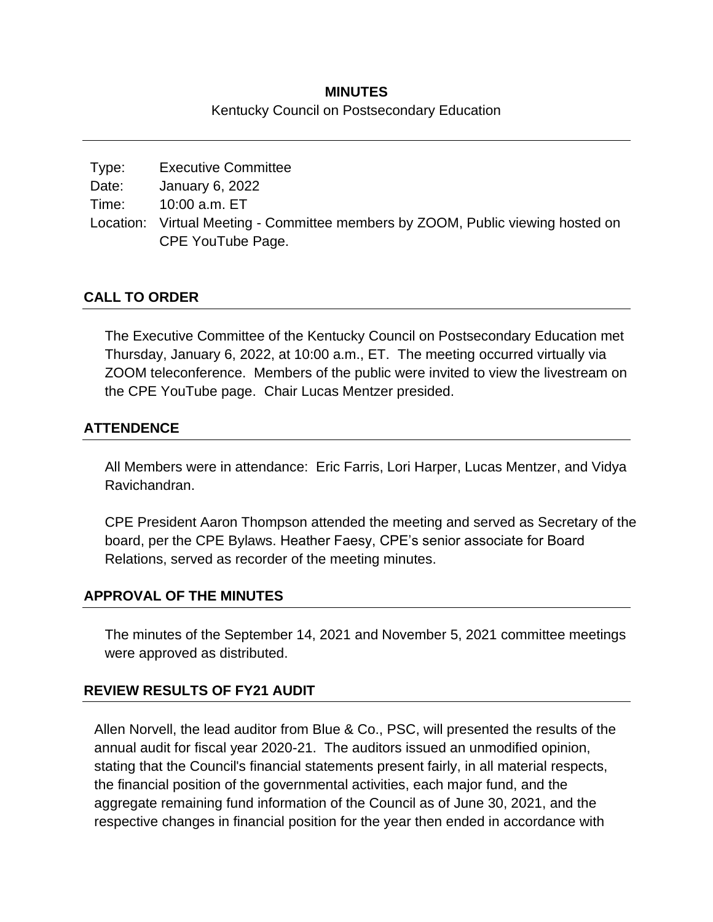# MINUTES

Kentucky Council on Postsecondary Education

| | |
|---|---|
| Type: | Executive Committee |
| Date: | January 6, 2022 |
| Time: | 10:00 a.m. ET |
| Location: | Virtual Meeting - Committee members by ZOOM, Public viewing hosted on CPE YouTube Page. |

## CALL TO ORDER

The Executive Committee of the Kentucky Council on Postsecondary Education met Thursday, January 6, 2022, at 10:00 a.m., ET. The meeting occurred virtually via ZOOM teleconference. Members of the public were invited to view the livestream on the CPE YouTube page. Chair Lucas Mentzer presided.

## ATTENDENCE

All Members were in attendance: Eric Farris, Lori Harper, Lucas Mentzer, and Vidya Ravichandran.

CPE President Aaron Thompson attended the meeting and served as Secretary of the board, per the CPE Bylaws. Heather Faesy, CPE's senior associate for Board Relations, served as recorder of the meeting minutes.

## APPROVAL OF THE MINUTES

The minutes of the September 14, 2021 and November 5, 2021 committee meetings were approved as distributed.

## REVIEW RESULTS OF FY21 AUDIT

Allen Norvell, the lead auditor from Blue & Co., PSC, will presented the results of the annual audit for fiscal year 2020-21. The auditors issued an unmodified opinion, stating that the Council's financial statements present fairly, in all material respects, the financial position of the governmental activities, each major fund, and the aggregate remaining fund information of the Council as of June 30, 2021, and the respective changes in financial position for the year then ended in accordance with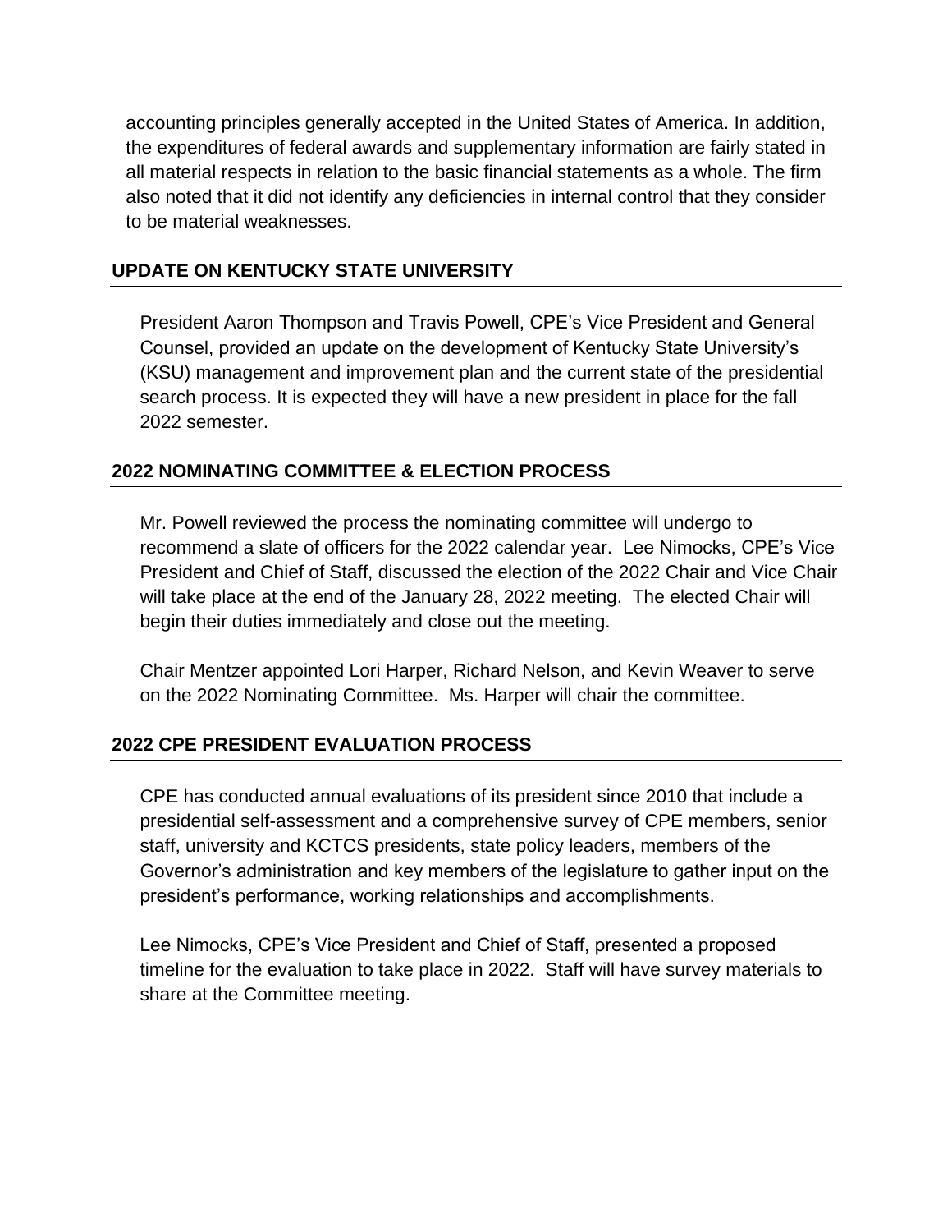accounting principles generally accepted in the United States of America. In addition, the expenditures of federal awards and supplementary information are fairly stated in all material respects in relation to the basic financial statements as a whole. The firm also noted that it did not identify any deficiencies in internal control that they consider to be material weaknesses.

## UPDATE ON KENTUCKY STATE UNIVERSITY

President Aaron Thompson and Travis Powell, CPE's Vice President and General Counsel, provided an update on the development of Kentucky State University's (KSU) management and improvement plan and the current state of the presidential search process. It is expected they will have a new president in place for the fall 2022 semester.

## 2022 NOMINATING COMMITTEE & ELECTION PROCESS

Mr. Powell reviewed the process the nominating committee will undergo to recommend a slate of officers for the 2022 calendar year. Lee Nimocks, CPE's Vice President and Chief of Staff, discussed the election of the 2022 Chair and Vice Chair will take place at the end of the January 28, 2022 meeting. The elected Chair will begin their duties immediately and close out the meeting.

Chair Mentzer appointed Lori Harper, Richard Nelson, and Kevin Weaver to serve on the 2022 Nominating Committee. Ms. Harper will chair the committee.

## 2022 CPE PRESIDENT EVALUATION PROCESS

CPE has conducted annual evaluations of its president since 2010 that include a presidential self-assessment and a comprehensive survey of CPE members, senior staff, university and KCTCS presidents, state policy leaders, members of the Governor's administration and key members of the legislature to gather input on the president's performance, working relationships and accomplishments.

Lee Nimocks, CPE's Vice President and Chief of Staff, presented a proposed timeline for the evaluation to take place in 2022. Staff will have survey materials to share at the Committee meeting.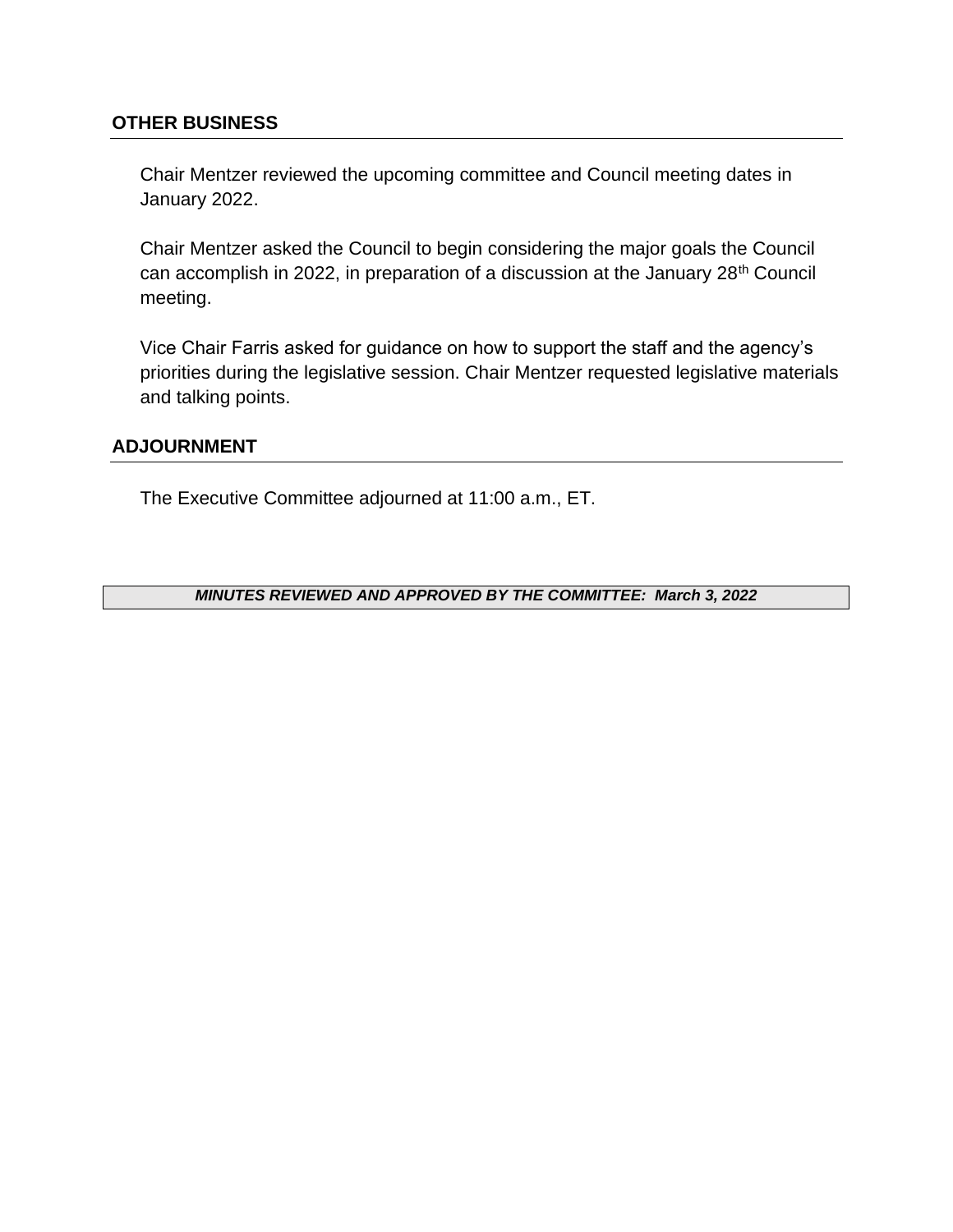## OTHER BUSINESS

Chair Mentzer reviewed the upcoming committee and Council meeting dates in January 2022.

Chair Mentzer asked the Council to begin considering the major goals the Council can accomplish in 2022, in preparation of a discussion at the January 28th Council meeting.

Vice Chair Farris asked for guidance on how to support the staff and the agency's priorities during the legislative session. Chair Mentzer requested legislative materials and talking points.

## ADJOURNMENT

The Executive Committee adjourned at 11:00 a.m., ET.

***MINUTES REVIEWED AND APPROVED BY THE COMMITTEE: March 3, 2022***